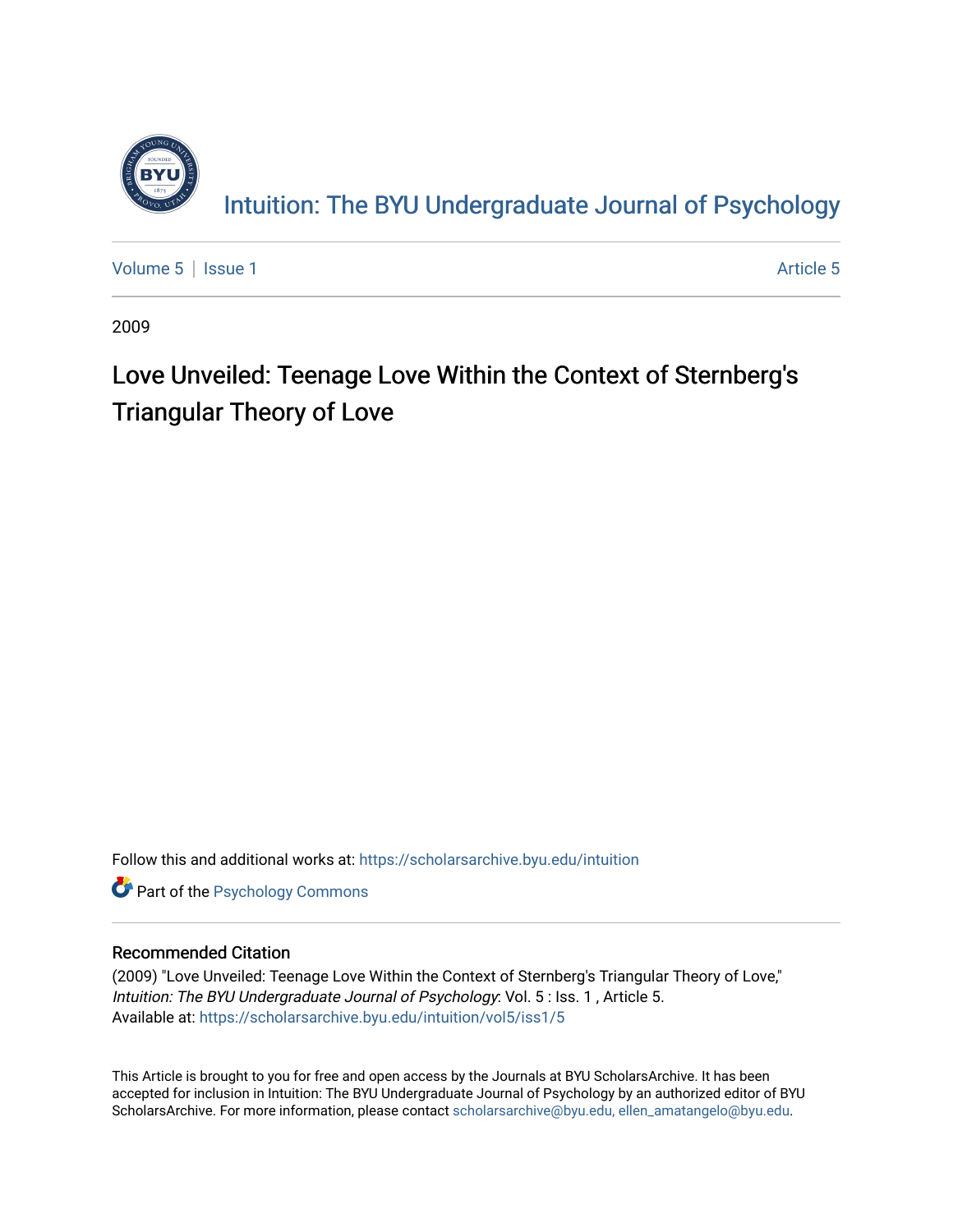# Intuition: The BYU Undergraduate Journal of Psychology

Volume 5 | Issue 1 Article 5

2009

## Love Unveiled: Teenage Love Within the Context of Sternberg's Triangular Theory of Love

Follow this and additional works at: https://scholarsarchive.byu.edu/intuition

Part of the Psychology Commons

### Recommended Citation

(2009) "Love Unveiled: Teenage Love Within the Context of Sternberg's Triangular Theory of Love," *Intuition: The BYU Undergraduate Journal of Psychology*: Vol. 5 : Iss. 1 , Article 5.
Available at: https://scholarsarchive.byu.edu/intuition/vol5/iss1/5

This Article is brought to you for free and open access by the Journals at BYU ScholarsArchive. It has been accepted for inclusion in Intuition: The BYU Undergraduate Journal of Psychology by an authorized editor of BYU ScholarsArchive. For more information, please contact scholarsarchive@byu.edu, ellen_amatangelo@byu.edu.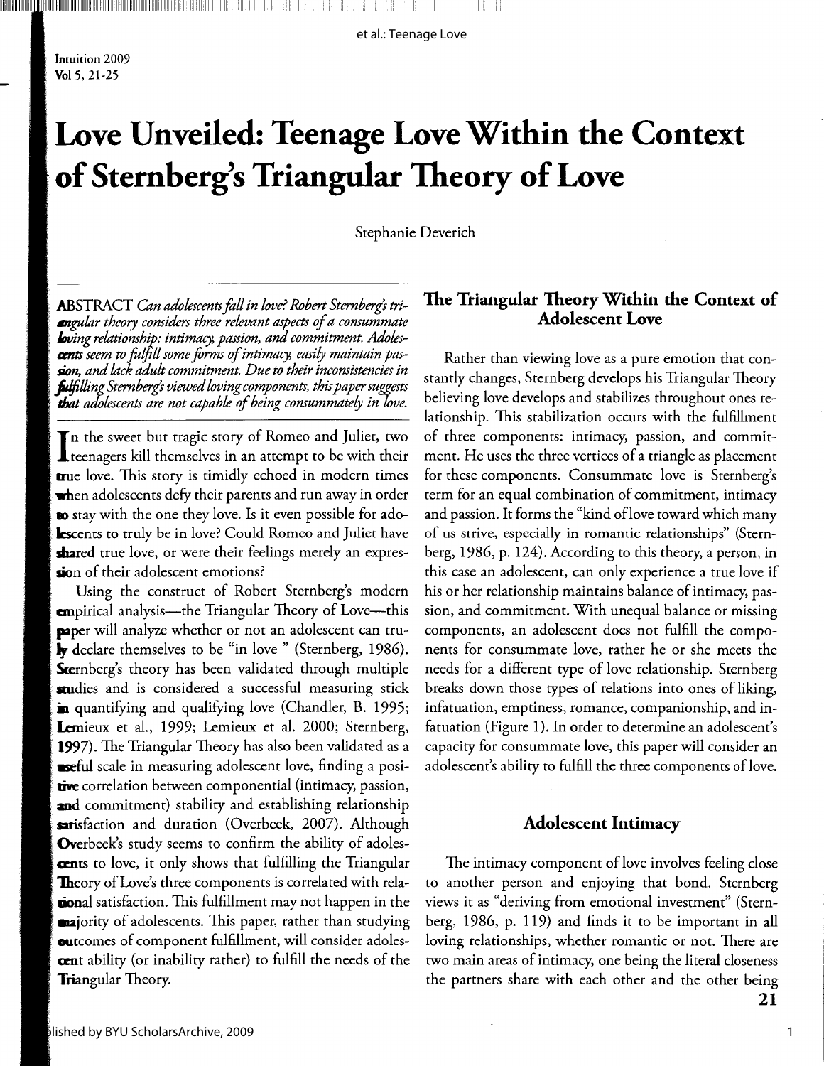# Love Unveiled: Teenage Love Within the Context of Sternberg's Triangular Theory of Love

Stephanie Deverich

**ABSTRACT** *Can adolescents fall in love? Robert Sternberg's triangular theory considers three relevant aspects of a consummate loving relationship: intimacy, passion, and commitment. Adolescents seem to fulfill some forms of intimacy, easily maintain passion, and lack adult commitment. Due to their inconsistencies in fulfilling Sternberg's viewed loving components, this paper suggests that adolescents are not capable of being consummately in love.*

In the sweet but tragic story of Romeo and Juliet, two teenagers kill themselves in an attempt to be with their true love. This story is timidly echoed in modern times when adolescents defy their parents and run away in order to stay with the one they love. Is it even possible for adolescents to truly be in love? Could Romeo and Juliet have shared true love, or were their feelings merely an expression of their adolescent emotions?

Using the construct of Robert Sternberg's modern empirical analysis—the Triangular Theory of Love—this paper will analyze whether or not an adolescent can truly declare themselves to be "in love " (Sternberg, 1986). Sternberg's theory has been validated through multiple studies and is considered a successful measuring stick in quantifying and qualifying love (Chandler, B. 1995; Lemieux et al., 1999; Lemieux et al. 2000; Sternberg, 1997). The Triangular Theory has also been validated as a useful scale in measuring adolescent love, finding a positive correlation between componential (intimacy, passion, and commitment) stability and establishing relationship satisfaction and duration (Overbeek, 2007). Although Overbeek's study seems to confirm the ability of adolescents to love, it only shows that fulfilling the Triangular Theory of Love's three components is correlated with relational satisfaction. This fulfillment may not happen in the majority of adolescents. This paper, rather than studying outcomes of component fulfillment, will consider adolescent ability (or inability rather) to fulfill the needs of the Triangular Theory.

## The Triangular Theory Within the Context of Adolescent Love

Rather than viewing love as a pure emotion that constantly changes, Sternberg develops his Triangular Theory believing love develops and stabilizes throughout ones relationship. This stabilization occurs with the fulfillment of three components: intimacy, passion, and commitment. He uses the three vertices of a triangle as placement for these components. Consummate love is Sternberg's term for an equal combination of commitment, intimacy and passion. It forms the "kind of love toward which many of us strive, especially in romantic relationships" (Sternberg, 1986, p. 124). According to this theory, a person, in this case an adolescent, can only experience a true love if his or her relationship maintains balance of intimacy, passion, and commitment. With unequal balance or missing components, an adolescent does not fulfill the components for consummate love, rather he or she meets the needs for a different type of love relationship. Sternberg breaks down those types of relations into ones of liking, infatuation, emptiness, romance, companionship, and infatuation (Figure 1). In order to determine an adolescent's capacity for consummate love, this paper will consider an adolescent's ability to fulfill the three components of love.

## Adolescent Intimacy

The intimacy component of love involves feeling close to another person and enjoying that bond. Sternberg views it as "deriving from emotional investment" (Sternberg, 1986, p. 119) and finds it to be important in all loving relationships, whether romantic or not. There are two main areas of intimacy, one being the literal closeness the partners share with each other and the other being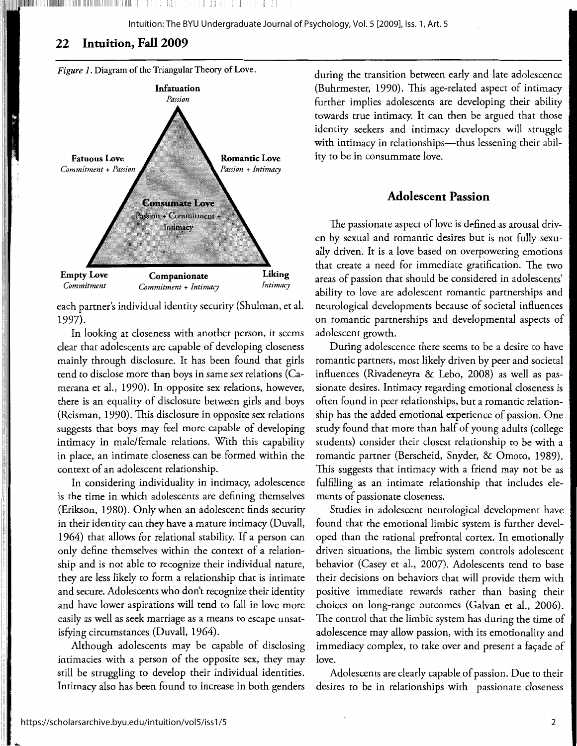*Figure 1*. Diagram of the Triangular Theory of Love.

**Infatuation**
*Passion*

**Fatuous Love**
*Commitment + Passion*

**Romantic Love**
*Passion + Intimacy*

**Consumate Love**
Passion + Commitment + Intimacy

**Empty Love**
*Commitment*

**Companionate**
*Commitment + Intimacy*

**Liking**
*Intimacy*

each partner's individual identity security (Shulman, et al. 1997).

In looking at closeness with another person, it seems clear that adolescents are capable of developing closeness mainly through disclosure. It has been found that girls tend to disclose more than boys in same sex relations (Camerana et al., 1990). In opposite sex relations, however, there is an equality of disclosure between girls and boys (Reisman, 1990). This disclosure in opposite sex relations suggests that boys may feel more capable of developing intimacy in male/female relations. With this capability in place, an intimate closeness can be formed within the context of an adolescent relationship.

In considering individuality in intimacy, adolescence is the time in which adolescents are defining themselves (Erikson, 1980). Only when an adolescent finds security in their identity can they have a mature intimacy (Duvall, 1964) that allows for relational stability. If a person can only define themselves within the context of a relationship and is not able to recognize their individual nature, they are less likely to form a relationship that is intimate and secure. Adolescents who don't recognize their identity and have lower aspirations will tend to fall in love more easily as well as seek marriage as a means to escape unsatisfying circumstances (Duvall, 1964).

Although adolescents may be capable of disclosing intimacies with a person of the opposite sex, they may still be struggling to develop their individual identities. Intimacy also has been found to increase in both genders during the transition between early and late adolescence (Buhrmester, 1990). This age-related aspect of intimacy further implies adolescents are developing their ability towards true intimacy. It can then be argued that those identity seekers and intimacy developers will struggle with intimacy in relationships—thus lessening their ability to be in consummate love.

## Adolescent Passion

The passionate aspect of love is defined as arousal driven by sexual and romantic desires but is not fully sexually driven. It is a love based on overpowering emotions that create a need for immediate gratification. The two areas of passion that should be considered in adolescents' ability to love are adolescent romantic partnerships and neurological developments because of societal influences on romantic partnerships and developmental aspects of adolescent growth.

During adolescence there seems to be a desire to have romantic partners, most likely driven by peer and societal influences (Rivadeneyra & Lebo, 2008) as well as passionate desires. Intimacy regarding emotional closeness is often found in peer relationships, but a romantic relationship has the added emotional experience of passion. One study found that more than half of young adults (college students) consider their closest relationship to be with a romantic partner (Berscheid, Snyder, & Omoto, 1989). This suggests that intimacy with a friend may not be as fulfilling as an intimate relationship that includes elements of passionate closeness.

Studies in adolescent neurological development have found that the emotional limbic system is further developed than the rational prefrontal cortex. In emotionally driven situations, the limbic system controls adolescent behavior (Casey et al., 2007). Adolescents tend to base their decisions on behaviors that will provide them with positive immediate rewards rather than basing their choices on long-range outcomes (Galvan et al., 2006). The control that the limbic system has during the time of adolescence may allow passion, with its emotionality and immediacy complex, to take over and present a façade of love.

Adolescents are clearly capable of passion. Due to their desires to be in relationships with passionate closeness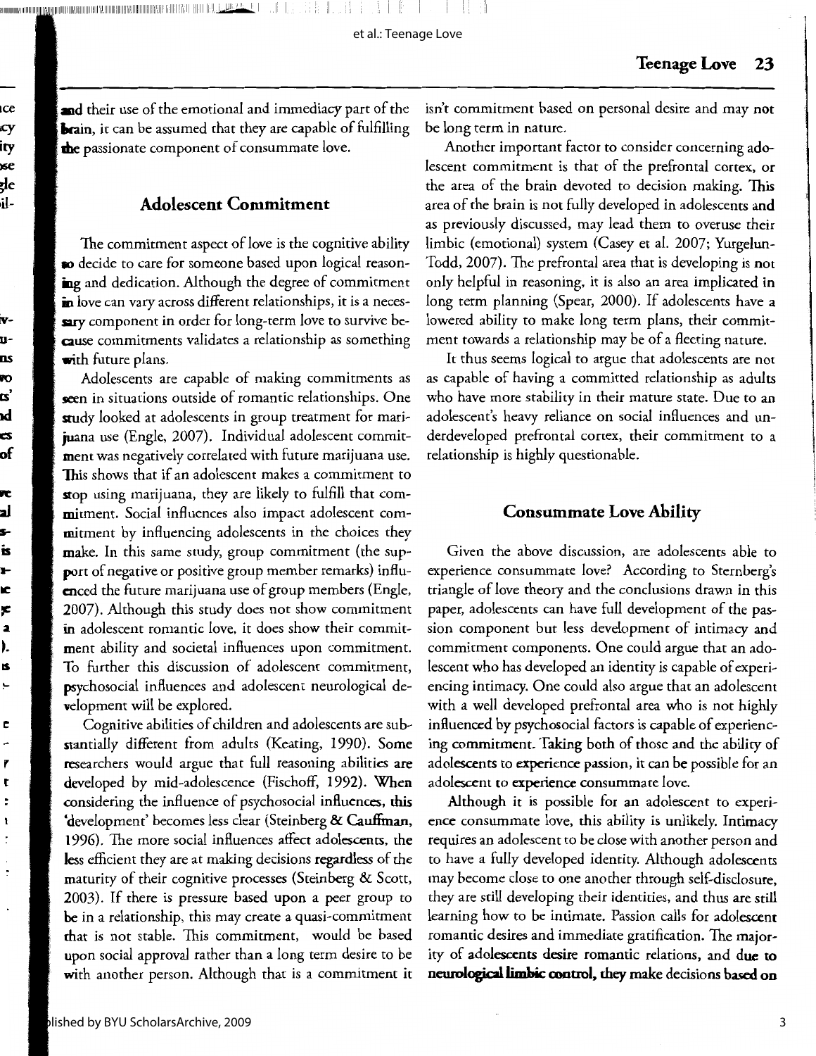and their use of the emotional and immediacy part of the brain, it can be assumed that they are capable of fulfilling the passionate component of consummate love.

## Adolescent Commitment

The commitment aspect of love is the cognitive ability to decide to care for someone based upon logical reasoning and dedication. Although the degree of commitment in love can vary across different relationships, it is a necessary component in order for long-term love to survive because commitments validates a relationship as something with future plans.

Adolescents are capable of making commitments as seen in situations outside of romantic relationships. One study looked at adolescents in group treatment for marijuana use (Engle, 2007). Individual adolescent commitment was negatively correlated with future marijuana use. This shows that if an adolescent makes a commitment to stop using marijuana, they are likely to fulfill that commitment. Social influences also impact adolescent commitment by influencing adolescents in the choices they make. In this same study, group commitment (the support of negative or positive group member remarks) influenced the future marijuana use of group members (Engle, 2007). Although this study does not show commitment in adolescent romantic love, it does show their commitment ability and societal influences upon commitment. To further this discussion of adolescent commitment, psychosocial influences and adolescent neurological development will be explored.

Cognitive abilities of children and adolescents are substantially different from adults (Keating, 1990). Some researchers would argue that full reasoning abilities are developed by mid-adolescence (Fischoff, 1992). When considering the influence of psychosocial influences, this 'development' becomes less clear (Steinberg & Cauffman, 1996). The more social influences affect adolescents, the less efficient they are at making decisions regardless of the maturity of their cognitive processes (Steinberg & Scott, 2003). If there is pressure based upon a peer group to be in a relationship, this may create a quasi-commitment that is not stable. This commitment, would be based upon social approval rather than a long term desire to be with another person. Although that is a commitment it isn't commitment based on personal desire and may not be long term in nature.

Another important factor to consider concerning adolescent commitment is that of the prefrontal cortex, or the area of the brain devoted to decision making. This area of the brain is not fully developed in adolescents and as previously discussed, may lead them to overuse their limbic (emotional) system (Casey et al. 2007; Yurgelun-Todd, 2007). The prefrontal area that is developing is not only helpful in reasoning, it is also an area implicated in long term planning (Spear, 2000). If adolescents have a lowered ability to make long term plans, their commitment towards a relationship may be of a fleeting nature.

It thus seems logical to argue that adolescents are not as capable of having a committed relationship as adults who have more stability in their mature state. Due to an adolescent's heavy reliance on social influences and underdeveloped prefrontal cortex, their commitment to a relationship is highly questionable.

## Consummate Love Ability

Given the above discussion, are adolescents able to experience consummate love? According to Sternberg's triangle of love theory and the conclusions drawn in this paper, adolescents can have full development of the passion component but less development of intimacy and commitment components. One could argue that an adolescent who has developed an identity is capable of experiencing intimacy. One could also argue that an adolescent with a well developed prefrontal area who is not highly influenced by psychosocial factors is capable of experiencing commitment. Taking both of those and the ability of adolescents to experience passion, it can be possible for an adolescent to experience consummate love.

Although it is possible for an adolescent to experience consummate love, this ability is unlikely. Intimacy requires an adolescent to be close with another person and to have a fully developed identity. Although adolescents may become close to one another through self-disclosure, they are still developing their identities, and thus are still learning how to be intimate. Passion calls for adolescent romantic desires and immediate gratification. The majority of adolescents desire romantic relations, and due to neurological limbic control, they make decisions based on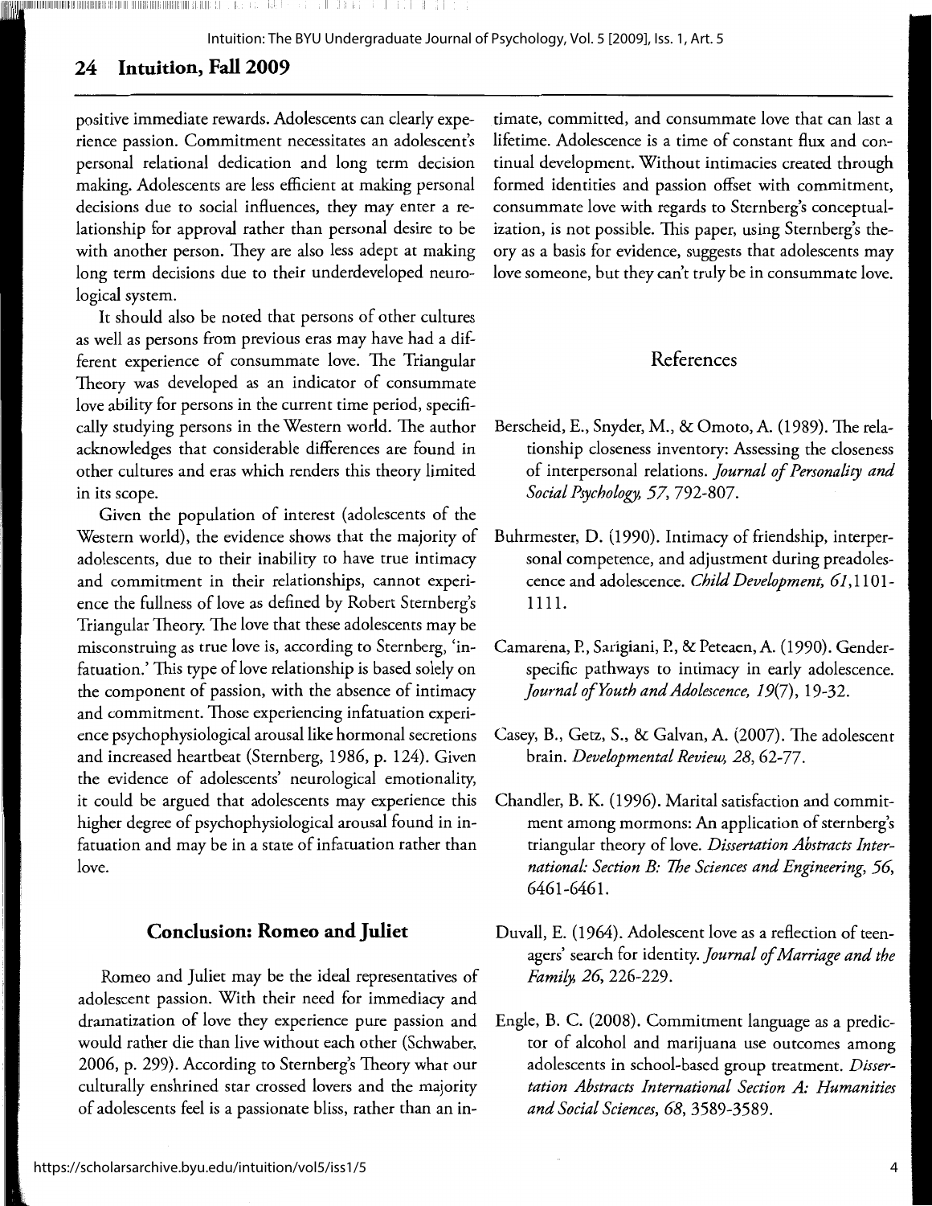positive immediate rewards. Adolescents can clearly experience passion. Commitment necessitates an adolescent's personal relational dedication and long term decision making. Adolescents are less efficient at making personal decisions due to social influences, they may enter a relationship for approval rather than personal desire to be with another person. They are also less adept at making long term decisions due to their underdeveloped neurological system.

It should also be noted that persons of other cultures as well as persons from previous eras may have had a different experience of consummate love. The Triangular Theory was developed as an indicator of consummate love ability for persons in the current time period, specifically studying persons in the Western world. The author acknowledges that considerable differences are found in other cultures and eras which renders this theory limited in its scope.

Given the population of interest (adolescents of the Western world), the evidence shows that the majority of adolescents, due to their inability to have true intimacy and commitment in their relationships, cannot experience the fullness of love as defined by Robert Sternberg's Triangular Theory. The love that these adolescents may be misconstruing as true love is, according to Sternberg, 'infatuation.' This type of love relationship is based solely on the component of passion, with the absence of intimacy and commitment. Those experiencing infatuation experience psychophysiological arousal like hormonal secretions and increased heartbeat (Sternberg, 1986, p. 124). Given the evidence of adolescents' neurological emotionality, it could be argued that adolescents may experience this higher degree of psychophysiological arousal found in infatuation and may be in a state of infatuation rather than love.

## Conclusion: Romeo and Juliet

Romeo and Juliet may be the ideal representatives of adolescent passion. With their need for immediacy and dramatization of love they experience pure passion and would rather die than live without each other (Schwaber, 2006, p. 299). According to Sternberg's Theory what our culturally enshrined star crossed lovers and the majority of adolescents feel is a passionate bliss, rather than an intimate, committed, and consummate love that can last a lifetime. Adolescence is a time of constant flux and continual development. Without intimacies created through formed identities and passion offset with commitment, consummate love with regards to Sternberg's conceptualization, is not possible. This paper, using Sternberg's theory as a basis for evidence, suggests that adolescents may love someone, but they can't truly be in consummate love.

## References

Berscheid, E., Snyder, M., & Omoto, A. (1989). The relationship closeness inventory: Assessing the closeness of interpersonal relations. *Journal of Personality and Social Psychology, 57*, 792-807.

Buhrmester, D. (1990). Intimacy of friendship, interpersonal competence, and adjustment during preadolescence and adolescence. *Child Development, 61*, 1101-1111.

Camarena, P., Sarigiani, P., & Peteaen, A. (1990). Gender-specific pathways to intimacy in early adolescence. *Journal of Youth and Adolescence, 19*(7), 19-32.

Casey, B., Getz, S., & Galvan, A. (2007). The adolescent brain. *Developmental Review, 28*, 62-77.

Chandler, B. K. (1996). Marital satisfaction and commitment among mormons: An application of sternberg's triangular theory of love. *Dissertation Abstracts International: Section B: The Sciences and Engineering, 56*, 6461-6461.

Duvall, E. (1964). Adolescent love as a reflection of teenagers' search for identity. *Journal of Marriage and the Family, 26*, 226-229.

Engle, B. C. (2008). Commitment language as a predictor of alcohol and marijuana use outcomes among adolescents in school-based group treatment. *Dissertation Abstracts International Section A: Humanities and Social Sciences, 68*, 3589-3589.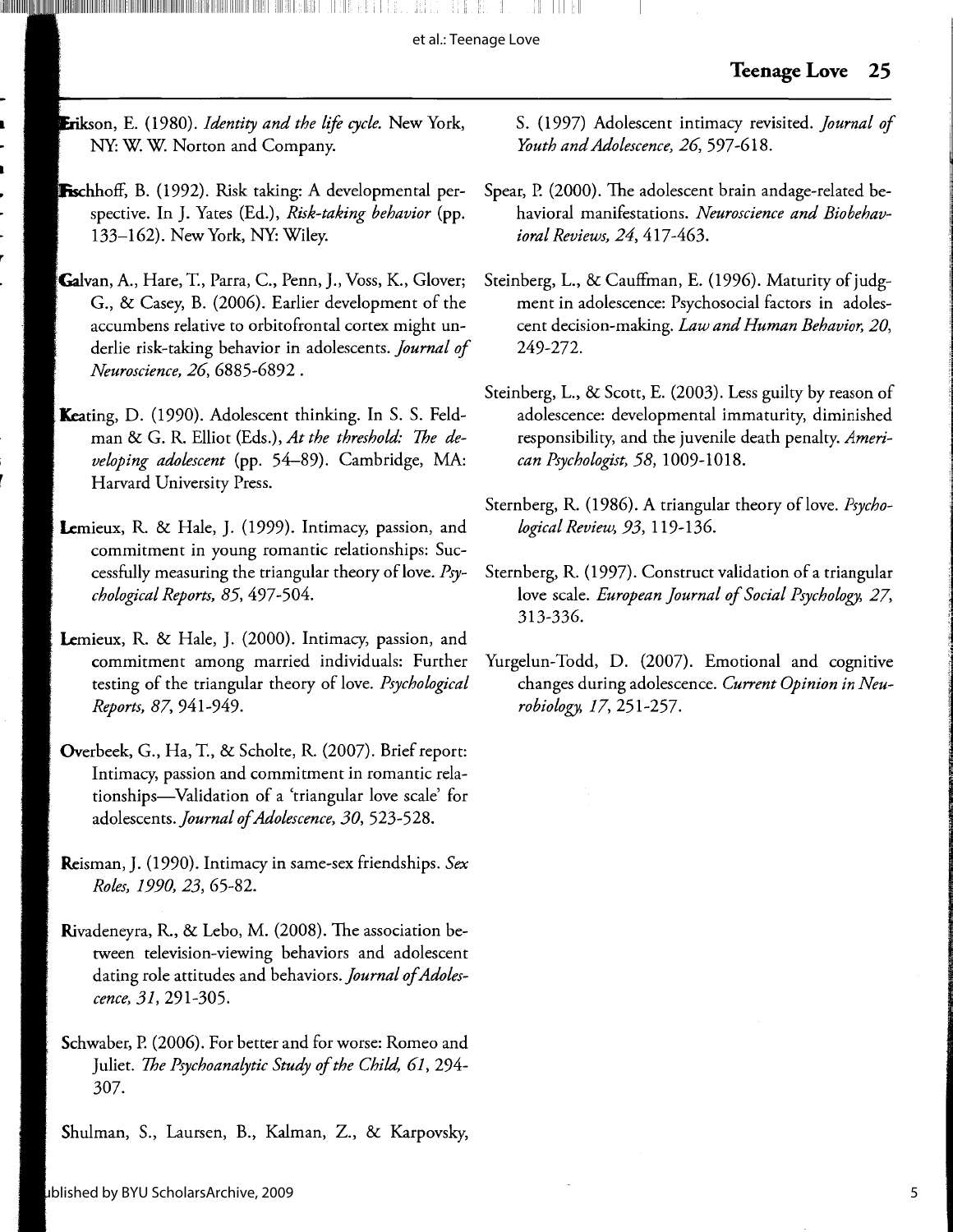Erikson, E. (1980). *Identity and the life cycle.* New York, NY: W. W. Norton and Company.

Fischhoff, B. (1992). Risk taking: A developmental perspective. In J. Yates (Ed.), *Risk-taking behavior* (pp. 133–162). New York, NY: Wiley.

Galvan, A., Hare, T., Parra, C., Penn, J., Voss, K., Glover; G., & Casey, B. (2006). Earlier development of the accumbens relative to orbitofrontal cortex might underlie risk-taking behavior in adolescents. *Journal of Neuroscience, 26*, 6885-6892 .

Keating, D. (1990). Adolescent thinking. In S. S. Feldman & G. R. Elliot (Eds.), *At the threshold: The developing adolescent* (pp. 54–89). Cambridge, MA: Harvard University Press.

Lemieux, R. & Hale, J. (1999). Intimacy, passion, and commitment in young romantic relationships: Successfully measuring the triangular theory of love. *Psychological Reports, 85*, 497-504.

Lemieux, R. & Hale, J. (2000). Intimacy, passion, and commitment among married individuals: Further testing of the triangular theory of love. *Psychological Reports, 87*, 941-949.

Overbeek, G., Ha, T., & Scholte, R. (2007). Brief report: Intimacy, passion and commitment in romantic relationships—Validation of a 'triangular love scale' for adolescents. *Journal of Adolescence, 30*, 523-528.

Reisman, J. (1990). Intimacy in same-sex friendships. *Sex Roles, 1990, 23*, 65-82.

Rivadeneyra, R., & Lebo, M. (2008). The association between television-viewing behaviors and adolescent dating role attitudes and behaviors. *Journal of Adolescence, 31*, 291-305.

Schwaber, P. (2006). For better and for worse: Romeo and Juliet. *The Psychoanalytic Study of the Child, 61*, 294-307.

Shulman, S., Laursen, B., Kalman, Z., & Karpovsky, S. (1997) Adolescent intimacy revisited. *Journal of Youth and Adolescence, 26*, 597-618.

Spear, P. (2000). The adolescent brain andage-related behavioral manifestations. *Neuroscience and Biobehavioral Reviews, 24*, 417-463.

Steinberg, L., & Cauffman, E. (1996). Maturity of judgment in adolescence: Psychosocial factors in adolescent decision-making. *Law and Human Behavior, 20*, 249-272.

Steinberg, L., & Scott, E. (2003). Less guilty by reason of adolescence: developmental immaturity, diminished responsibility, and the juvenile death penalty. *American Psychologist, 58*, 1009-1018.

Sternberg, R. (1986). A triangular theory of love. *Psychological Review, 93*, 119-136.

Sternberg, R. (1997). Construct validation of a triangular love scale. *European Journal of Social Psychology, 27*, 313-336.

Yurgelun-Todd, D. (2007). Emotional and cognitive changes during adolescence. *Current Opinion in Neurobiology, 17*, 251-257.